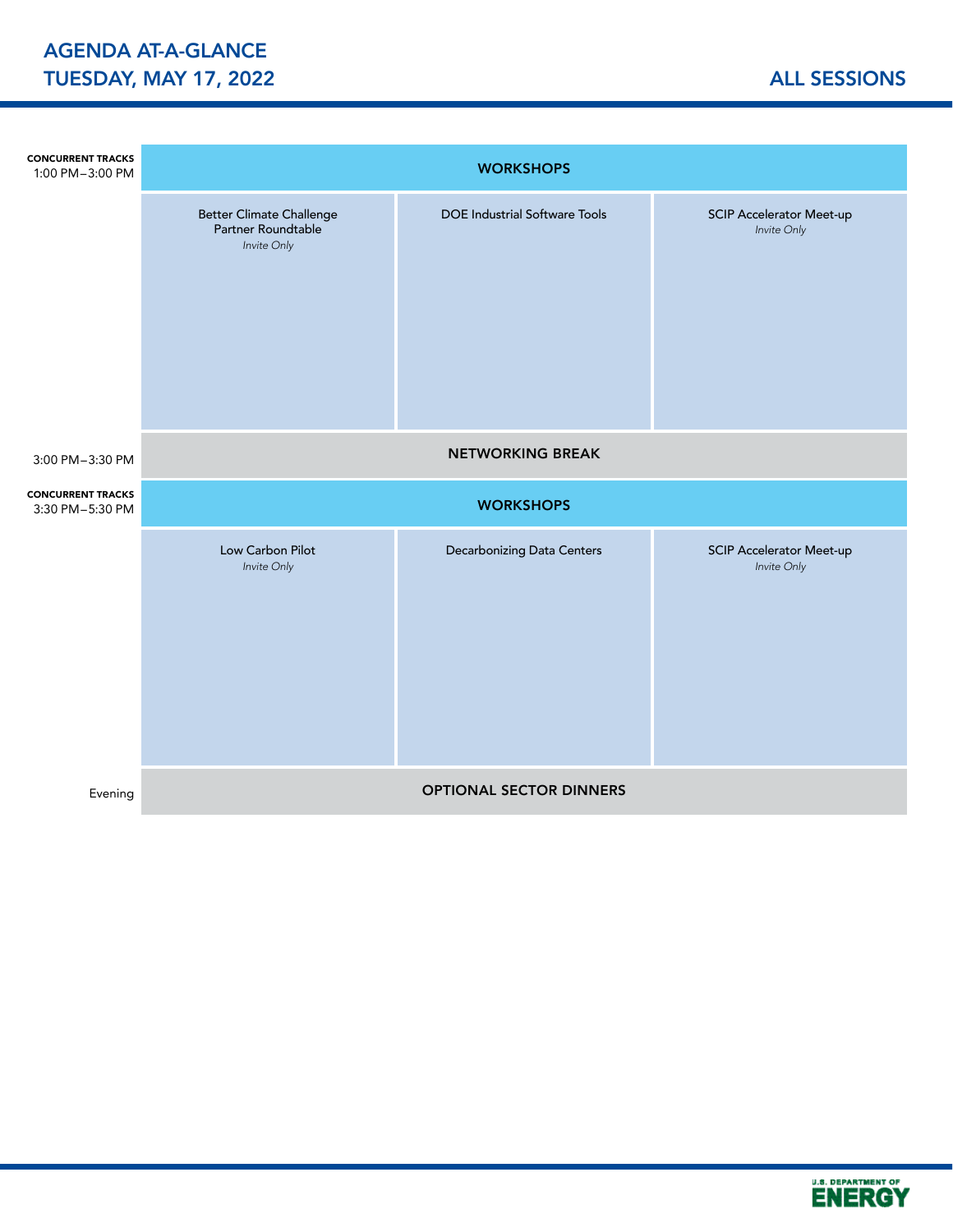# AGENDA AT-A-GLANCE
## TUESDAY, MAY 17, 2022

## ALL SESSIONS

| Time | | | |
|---|---|---|---|
| **CONCURRENT TRACKS** 1:00 PM–3:00 PM | **WORKSHOPS** | | |
| | Better Climate Challenge Partner Roundtable *Invite Only* | DOE Industrial Software Tools | SCIP Accelerator Meet-up *Invite Only* |
| 3:00 PM–3:30 PM | **NETWORKING BREAK** | | |
| **CONCURRENT TRACKS** 3:30 PM–5:30 PM | **WORKSHOPS** | | |
| | Low Carbon Pilot *Invite Only* | Decarbonizing Data Centers | SCIP Accelerator Meet-up *Invite Only* |
| Evening | **OPTIONAL SECTOR DINNERS** | | |

U.S. DEPARTMENT OF ENERGY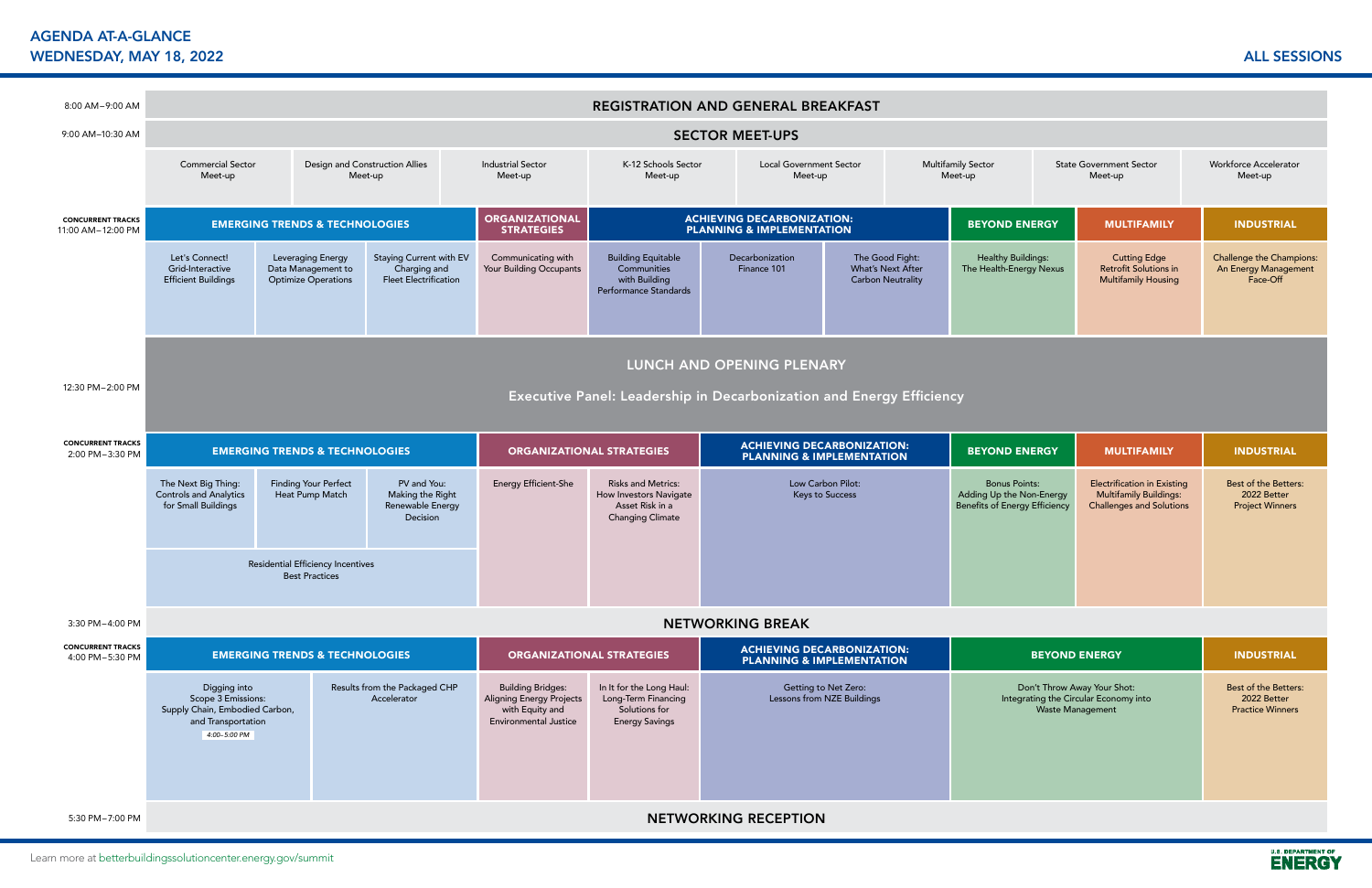# AGENDA AT-A-GLANCE
## WEDNESDAY, MAY 18, 2022

**ALL SESSIONS**

### 8:00 AM–9:00 AM
**REGISTRATION AND GENERAL BREAKFAST**

### 9:00 AM–10:30 AM
**SECTOR MEET-UPS**

- Commercial Sector Meet-up
- Design and Construction Allies Meet-up
- Industrial Sector Meet-up
- K-12 Schools Sector Meet-up
- Local Government Sector Meet-up
- Multifamily Sector Meet-up
- State Government Sector Meet-up
- Workforce Accelerator Meet-up

### CONCURRENT TRACKS 11:00 AM–12:00 PM

**EMERGING TRENDS & TECHNOLOGIES**
- Let's Connect! Grid-Interactive Efficient Buildings
- Leveraging Energy Data Management to Optimize Operations
- Staying Current with EV Charging and Fleet Electrification

**ORGANIZATIONAL STRATEGIES**
- Communicating with Your Building Occupants

**ACHIEVING DECARBONIZATION: PLANNING & IMPLEMENTATION**
- Building Equitable Communities with Building Performance Standards
- Decarbonization Finance 101
- The Good Fight: What's Next After Carbon Neutrality

**BEYOND ENERGY**
- Healthy Buildings: The Health-Energy Nexus

**MULTIFAMILY**
- Cutting Edge Retrofit Solutions in Multifamily Housing

**INDUSTRIAL**
- Challenge the Champions: An Energy Management Face-Off

### 12:30 PM–2:00 PM
**LUNCH AND OPENING PLENARY**

Executive Panel: Leadership in Decarbonization and Energy Efficiency

### CONCURRENT TRACKS 2:00 PM–3:30 PM

**EMERGING TRENDS & TECHNOLOGIES**
- The Next Big Thing: Controls and Analytics for Small Buildings
- Finding Your Perfect Heat Pump Match
- PV and You: Making the Right Renewable Energy Decision
- Residential Efficiency Incentives Best Practices

**ORGANIZATIONAL STRATEGIES**
- Energy Efficient-She
- Risks and Metrics: How Investors Navigate Asset Risk in a Changing Climate

**ACHIEVING DECARBONIZATION: PLANNING & IMPLEMENTATION**
- Low Carbon Pilot: Keys to Success

**BEYOND ENERGY**
- Bonus Points: Adding Up the Non-Energy Benefits of Energy Efficiency

**MULTIFAMILY**
- Electrification in Existing Multifamily Buildings: Challenges and Solutions

**INDUSTRIAL**
- Best of the Betters: 2022 Better Project Winners

### 3:30 PM–4:00 PM
**NETWORKING BREAK**

### CONCURRENT TRACKS 4:00 PM–5:30 PM

**EMERGING TRENDS & TECHNOLOGIES**
- Digging into Scope 3 Emissions: Supply Chain, Embodied Carbon, and Transportation *(4:00–5:00 PM)*
- Results from the Packaged CHP Accelerator

**ORGANIZATIONAL STRATEGIES**
- Building Bridges: Aligning Energy Projects with Equity and Environmental Justice
- In It for the Long Haul: Long-Term Financing Solutions for Energy Savings

**ACHIEVING DECARBONIZATION: PLANNING & IMPLEMENTATION**
- Getting to Net Zero: Lessons from NZE Buildings

**BEYOND ENERGY**
- Don't Throw Away Your Shot: Integrating the Circular Economy into Waste Management

**INDUSTRIAL**
- Best of the Betters: 2022 Better Practice Winners

### 5:30 PM–7:00 PM
**NETWORKING RECEPTION**

Learn more at betterbuildingssolutioncenter.energy.gov/summit

U.S. DEPARTMENT OF ENERGY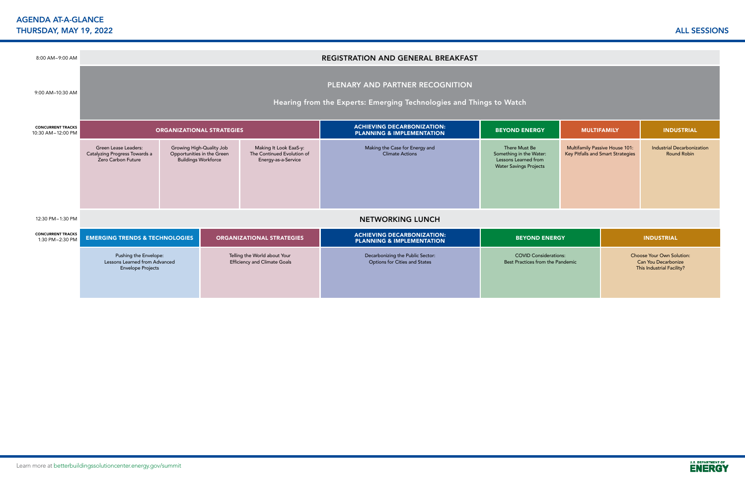# AGENDA AT-A-GLANCE
## THURSDAY, MAY 19, 2022

ALL SESSIONS

**8:00 AM–9:00 AM** — REGISTRATION AND GENERAL BREAKFAST

**9:00 AM–10:30 AM** — PLENARY AND PARTNER RECOGNITION

Hearing from the Experts: Emerging Technologies and Things to Watch

**CONCURRENT TRACKS 10:30 AM–12:00 PM**

| ORGANIZATIONAL STRATEGIES | | | ACHIEVING DECARBONIZATION: PLANNING & IMPLEMENTATION | BEYOND ENERGY | MULTIFAMILY | INDUSTRIAL |
|---|---|---|---|---|---|---|
| Green Lease Leaders: Catalyzing Progress Towards a Zero Carbon Future | Growing High-Quality Job Opportunities in the Green Buildings Workforce | Making It Look EaaS-y: The Continued Evolution of Energy-as-a-Service | Making the Case for Energy and Climate Actions | There Must Be Something in the Water: Lessons Learned from Water Savings Projects | Multifamily Passive House 101: Key Pitfalls and Smart Strategies | Industrial Decarbonization Round Robin |

**12:30 PM–1:30 PM** — NETWORKING LUNCH

**CONCURRENT TRACKS 1:30 PM–2:30 PM**

| EMERGING TRENDS & TECHNOLOGIES | ORGANIZATIONAL STRATEGIES | ACHIEVING DECARBONIZATION: PLANNING & IMPLEMENTATION | BEYOND ENERGY | INDUSTRIAL |
|---|---|---|---|---|
| Pushing the Envelope: Lessons Learned from Advanced Envelope Projects | Telling the World about Your Efficiency and Climate Goals | Decarbonizing the Public Sector: Options for Cities and States | COVID Considerations: Best Practices from the Pandemic | Choose Your Own Solution: Can You Decarbonize This Industrial Facility? |

Learn more at betterbuildingssolutioncenter.energy.gov/summit

U.S. DEPARTMENT OF ENERGY